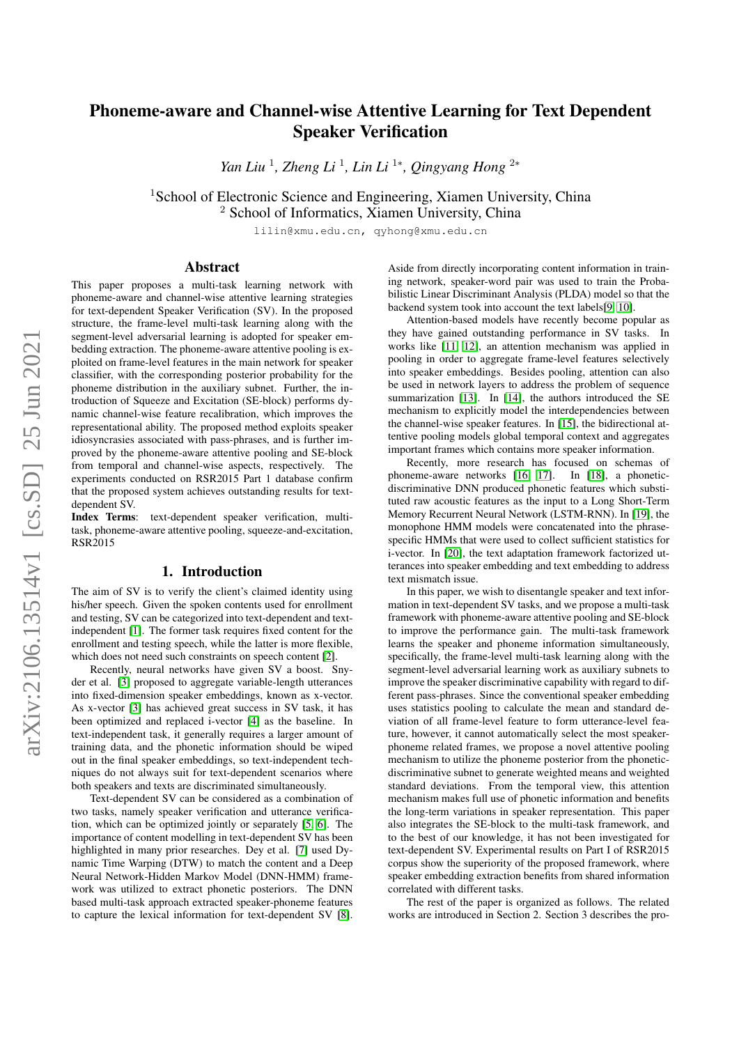# Phoneme-aware and Channel-wise Attentive Learning for Text Dependent Speaker Verification

*Yan Liu* [1], *Zheng Li* [1], *Lin Li* [1*], *Qingyang Hong* [2*]

[1]School of Electronic Science and Engineering, Xiamen University, China
[2] School of Informatics, Xiamen University, China

lilin@xmu.edu.cn, qyhong@xmu.edu.cn

## Abstract

This paper proposes a multi-task learning network with phoneme-aware and channel-wise attentive learning strategies for text-dependent Speaker Verification (SV). In the proposed structure, the frame-level multi-task learning along with the segment-level adversarial learning is adopted for speaker embedding extraction. The phoneme-aware attentive pooling is exploited on frame-level features in the main network for speaker classifier, with the corresponding posterior probability for the phoneme distribution in the auxiliary subnet. Further, the introduction of Squeeze and Excitation (SE-block) performs dynamic channel-wise feature recalibration, which improves the representational ability. The proposed method exploits speaker idiosyncrasies associated with pass-phrases, and is further improved by the phoneme-aware attentive pooling and SE-block from temporal and channel-wise aspects, respectively. The experiments conducted on RSR2015 Part 1 database confirm that the proposed system achieves outstanding results for text-dependent SV.

**Index Terms**: text-dependent speaker verification, multi-task, phoneme-aware attentive pooling, squeeze-and-excitation, RSR2015

## 1. Introduction

The aim of SV is to verify the client's claimed identity using his/her speech. Given the spoken contents used for enrollment and testing, SV can be categorized into text-dependent and text-independent [1]. The former task requires fixed content for the enrollment and testing speech, while the latter is more flexible, which does not need such constraints on speech content [2].

Recently, neural networks have given SV a boost. Snyder et al. [3] proposed to aggregate variable-length utterances into fixed-dimension speaker embeddings, known as x-vector. As x-vector [3] has achieved great success in SV task, it has been optimized and replaced i-vector [4] as the baseline. In text-independent task, it generally requires a larger amount of training data, and the phonetic information should be wiped out in the final speaker embeddings, so text-independent techniques do not always suit for text-dependent scenarios where both speakers and texts are discriminated simultaneously.

Text-dependent SV can be considered as a combination of two tasks, namely speaker verification and utterance verification, which can be optimized jointly or separately [5, 6]. The importance of content modelling in text-dependent SV has been highlighted in many prior researches. Dey et al. [7] used Dynamic Time Warping (DTW) to match the content and a Deep Neural Network-Hidden Markov Model (DNN-HMM) framework was utilized to extract phonetic posteriors. The DNN based multi-task approach extracted speaker-phoneme features to capture the lexical information for text-dependent SV [8]. Aside from directly incorporating content information in training network, speaker-word pair was used to train the Probabilistic Linear Discriminant Analysis (PLDA) model so that the backend system took into account the text labels[9, 10].

Attention-based models have recently become popular as they have gained outstanding performance in SV tasks. In works like [11, 12], an attention mechanism was applied in pooling in order to aggregate frame-level features selectively into speaker embeddings. Besides pooling, attention can also be used in network layers to address the problem of sequence summarization [13]. In [14], the authors introduced the SE mechanism to explicitly model the interdependencies between the channel-wise speaker features. In [15], the bidirectional attentive pooling models global temporal context and aggregates important frames which contains more speaker information.

Recently, more research has focused on schemas of phoneme-aware networks [16, 17]. In [18], a phonetic-discriminative DNN produced phonetic features which substituted raw acoustic features as the input to a Long Short-Term Memory Recurrent Neural Network (LSTM-RNN). In [19], the monophone HMM models were concatenated into the phrase-specific HMMs that were used to collect sufficient statistics for i-vector. In [20], the text adaptation framework factorized utterances into speaker embedding and text embedding to address text mismatch issue.

In this paper, we wish to disentangle speaker and text information in text-dependent SV tasks, and we propose a multi-task framework with phoneme-aware attentive pooling and SE-block to improve the performance gain. The multi-task framework learns the speaker and phoneme information simultaneously, specifically, the frame-level multi-task learning along with the segment-level adversarial learning work as auxiliary subnets to improve the speaker discriminative capability with regard to different pass-phrases. Since the conventional speaker embedding uses statistics pooling to calculate the mean and standard deviation of all frame-level feature to form utterance-level feature, however, it cannot automatically select the most speaker-phoneme related frames, we propose a novel attentive pooling mechanism to utilize the phoneme posterior from the phonetic-discriminative subnet to generate weighted means and weighted standard deviations. From the temporal view, this attention mechanism makes full use of phonetic information and benefits the long-term variations in speaker representation. This paper also integrates the SE-block to the multi-task framework, and to the best of our knowledge, it has not been investigated for text-dependent SV. Experimental results on Part I of RSR2015 corpus show the superiority of the proposed framework, where speaker embedding extraction benefits from shared information correlated with different tasks.

The rest of the paper is organized as follows. The related works are introduced in Section 2. Section 3 describes the pro-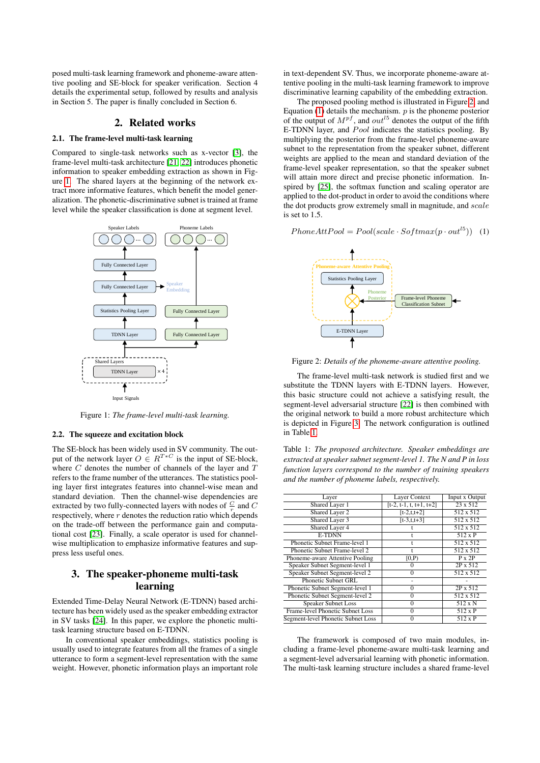posed multi-task learning framework and phoneme-aware attentive pooling and SE-block for speaker verification. Section 4 details the experimental setup, followed by results and analysis in Section 5. The paper is finally concluded in Section 6.

## 2. Related works

### 2.1. The frame-level multi-task learning

Compared to single-task networks such as x-vector [3], the frame-level multi-task architecture [21, 22] introduces phonetic information to speaker embedding extraction as shown in Figure 1. The shared layers at the beginning of the network extract more informative features, which benefit the model generalization. The phonetic-discriminative subnet is trained at frame level while the speaker classification is done at segment level.

Figure 1: *The frame-level multi-task learning.*

### 2.2. The squeeze and excitation block

The SE-block has been widely used in SV community. The output of the network layer $O \in R^{T*C}$ is the input of SE-block, where $C$ denotes the number of channels of the layer and $T$ refers to the frame number of the utterances. The statistics pooling layer first integrates features into channel-wise mean and standard deviation. Then the channel-wise dependencies are extracted by two fully-connected layers with nodes of $\frac{C}{r}$ and $C$ respectively, where $r$ denotes the reduction ratio which depends on the trade-off between the performance gain and computational cost [23]. Finally, a scale operator is used for channel-wise multiplication to emphasize informative features and suppress less useful ones.

## 3. The speaker-phoneme multi-task learning

Extended Time-Delay Neural Network (E-TDNN) based architecture has been widely used as the speaker embedding extractor in SV tasks [24]. In this paper, we explore the phonetic multi-task learning structure based on E-TDNN.

In conventional speaker embeddings, statistics pooling is usually used to integrate features from all the frames of a single utterance to form a segment-level representation with the same weight. However, phonetic information plays an important role in text-dependent SV. Thus, we incorporate phoneme-aware attentive pooling in the multi-task learning framework to improve discriminative learning capability of the embedding extraction.

The proposed pooling method is illustrated in Figure 2 and Equation (1) details the mechanism. $p$ is the phoneme posterior of the output of $M^{pf}$, and $out^{l5}$ denotes the output of the fifth E-TDNN layer, and $Pool$ indicates the statistics pooling. By multiplying the posterior from the frame-level phoneme-aware subnet to the representation from the speaker subnet, different weights are applied to the mean and standard deviation of the frame-level speaker representation, so that the speaker subnet will attain more direct and precise phonetic information. Inspired by [25], the softmax function and scaling operator are applied to the dot-product in order to avoid the conditions where the dot products grow extremely small in magnitude, and $scale$ is set to 1.5.

$$PhoneAttPool = Pool(scale \cdot Softmax(p \cdot out^{l5})) \quad (1)$$

Figure 2: *Details of the phoneme-aware attentive pooling.*

The frame-level multi-task network is studied first and we substitute the TDNN layers with E-TDNN layers. However, this basic structure could not achieve a satisfying result, the segment-level adversarial structure [22] is then combined with the original network to build a more robust architecture which is depicted in Figure 3. The network configuration is outlined in Table 1.

Table 1: *The proposed architecture. Speaker embeddings are extracted at speaker subnet segment-level 1. The N and P in loss function layers correspond to the number of training speakers and the number of phoneme labels, respectively.*

| Layer | Layer Context | Input x Output |
|---|---|---|
| Shared Layer 1 | [t-2, t-1, t, t+1, t+2] | 23 x 512 |
| Shared Layer 2 | [t-2,t,t+2] | 512 x 512 |
| Shared Layer 3 | [t-3,t,t+3] | 512 x 512 |
| Shared Layer 4 | t | 512 x 512 |
| E-TDNN | t | 512 x P |
| Phonetic Subnet Frame-level 1 | t | 512 x 512 |
| Phonetic Subnet Frame-level 2 | t | 512 x 512 |
| Phoneme-aware Attentive Pooling | [0,P) | P x 2P |
| Speaker Subnet Segment-level 1 | 0 | 2P x 512 |
| Speaker Subnet Segment-level 2 | 0 | 512 x 512 |
| Phonetic Subnet GRL | - | - |
| Phonetic Subnet Segment-level 1 | 0 | 2P x 512 |
| Phonetic Subnet Segment-level 2 | 0 | 512 x 512 |
| Speaker Subnet Loss | 0 | 512 x N |
| Frame-level Phonetic Subnet Loss | 0 | 512 x P |
| Segment-level Phonetic Subnet Loss | 0 | 512 x P |

The framework is composed of two main modules, including a frame-level phoneme-aware multi-task learning and a segment-level adversarial learning with phonetic information. The multi-task learning structure includes a shared frame-level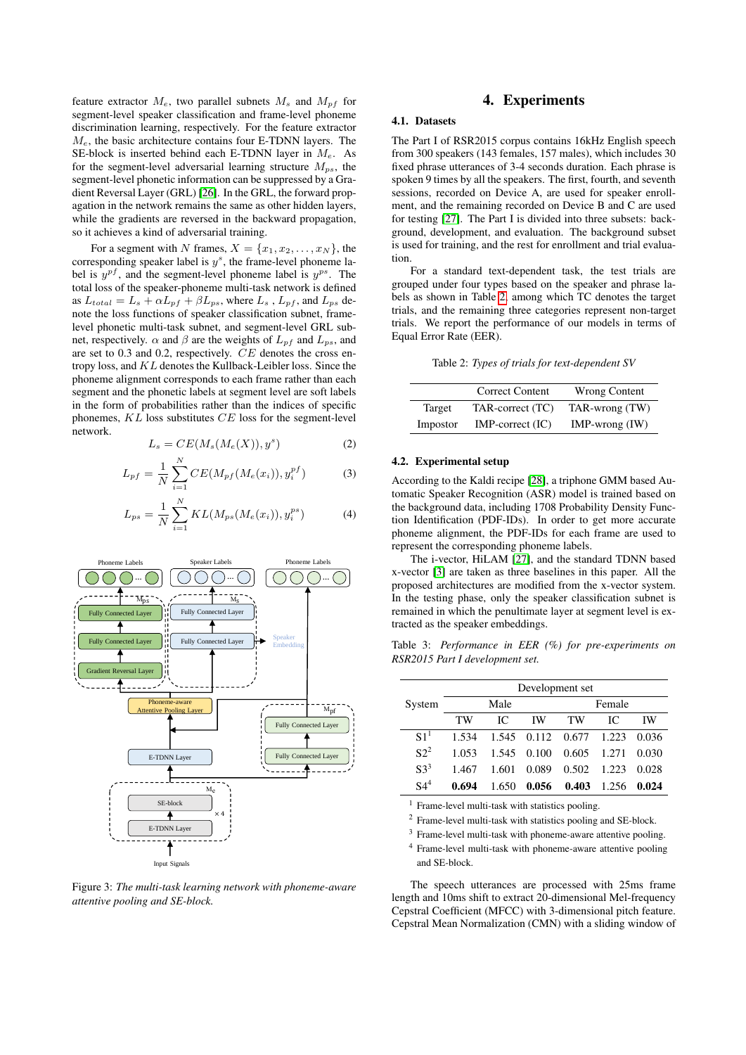feature extractor $M_e$, two parallel subnets $M_s$ and $M_{pf}$ for segment-level speaker classification and frame-level phoneme discrimination learning, respectively. For the feature extractor $M_e$, the basic architecture contains four E-TDNN layers. The SE-block is inserted behind each E-TDNN layer in $M_e$. As for the segment-level adversarial learning structure $M_{ps}$, the segment-level phonetic information can be suppressed by a Gradient Reversal Layer (GRL) [26]. In the GRL, the forward propagation in the network remains the same as other hidden layers, while the gradients are reversed in the backward propagation, so it achieves a kind of adversarial training.

For a segment with $N$ frames, $X = \{x_1, x_2, \ldots, x_N\}$, the corresponding speaker label is $y^s$, the frame-level phoneme label is $y^{pf}$, and the segment-level phoneme label is $y^{ps}$. The total loss of the speaker-phoneme multi-task network is defined as $L_{total} = L_s + \alpha L_{pf} + \beta L_{ps}$, where $L_s$ , $L_{pf}$, and $L_{ps}$ denote the loss functions of speaker classification subnet, frame-level phonetic multi-task subnet, and segment-level GRL subnet, respectively. $\alpha$ and $\beta$ are the weights of $L_{pf}$ and $L_{ps}$, and are set to 0.3 and 0.2, respectively. $CE$ denotes the cross entropy loss, and $KL$ denotes the Kullback-Leibler loss. Since the phoneme alignment corresponds to each frame rather than each segment and the phonetic labels at segment level are soft labels in the form of probabilities rather than the indices of specific phonemes, $KL$ loss substitutes $CE$ loss for the segment-level network.

$$L_s = CE(M_s(M_e(X)), y^s) \tag{2}$$

$$L_{pf} = \frac{1}{N}\sum_{i=1}^{N} CE(M_{pf}(M_e(x_i)), y_i^{pf}) \tag{3}$$

$$L_{ps} = \frac{1}{N}\sum_{i=1}^{N} KL(M_{ps}(M_e(x_i)), y_i^{ps}) \tag{4}$$

Figure 3: *The multi-task learning network with phoneme-aware attentive pooling and SE-block.*

# 4. Experiments

## 4.1. Datasets

The Part I of RSR2015 corpus contains 16kHz English speech from 300 speakers (143 females, 157 males), which includes 30 fixed phrase utterances of 3-4 seconds duration. Each phrase is spoken 9 times by all the speakers. The first, fourth, and seventh sessions, recorded on Device A, are used for speaker enrollment, and the remaining recorded on Device B and C are used for testing [27]. The Part I is divided into three subsets: background, development, and evaluation. The background subset is used for training, and the rest for enrollment and trial evaluation.

For a standard text-dependent task, the test trials are grouped under four types based on the speaker and phrase labels as shown in Table 2, among which TC denotes the target trials, and the remaining three categories represent non-target trials. We report the performance of our models in terms of Equal Error Rate (EER).

Table 2: *Types of trials for text-dependent SV*

| | Correct Content | Wrong Content |
|---|---|---|
| Target | TAR-correct (TC) | TAR-wrong (TW) |
| Impostor | IMP-correct (IC) | IMP-wrong (IW) |

## 4.2. Experimental setup

According to the Kaldi recipe [28], a triphone GMM based Automatic Speaker Recognition (ASR) model is trained based on the background data, including 1708 Probability Density Function Identification (PDF-IDs). In order to get more accurate phoneme alignment, the PDF-IDs for each frame are used to represent the corresponding phoneme labels.

The i-vector, HiLAM [27], and the standard TDNN based x-vector [3] are taken as three baselines in this paper. All the proposed architectures are modified from the x-vector system. In the testing phase, only the speaker classification subnet is remained in which the penultimate layer at segment level is extracted as the speaker embeddings.

Table 3: *Performance in EER (%) for pre-experiments on RSR2015 Part I development set.*

| System | Development set | | | | | |
|---|---|---|---|---|---|---|
| | Male | | | Female | | |
| | TW | IC | IW | TW | IC | IW |
| S1[1] | 1.534 | 1.545 | 0.112 | 0.677 | 1.223 | 0.036 |
| S2[2] | 1.053 | 1.545 | 0.100 | 0.605 | 1.271 | 0.030 |
| S3[3] | 1.467 | 1.601 | 0.089 | 0.502 | 1.223 | 0.028 |
| S4[4] | **0.694** | 1.650 | **0.056** | **0.403** | 1.256 | **0.024** |

[1] Frame-level multi-task with statistics pooling.
[2] Frame-level multi-task with statistics pooling and SE-block.
[3] Frame-level multi-task with phoneme-aware attentive pooling.
[4] Frame-level multi-task with phoneme-aware attentive pooling and SE-block.

The speech utterances are processed with 25ms frame length and 10ms shift to extract 20-dimensional Mel-frequency Cepstral Coefficient (MFCC) with 3-dimensional pitch feature. Cepstral Mean Normalization (CMN) with a sliding window of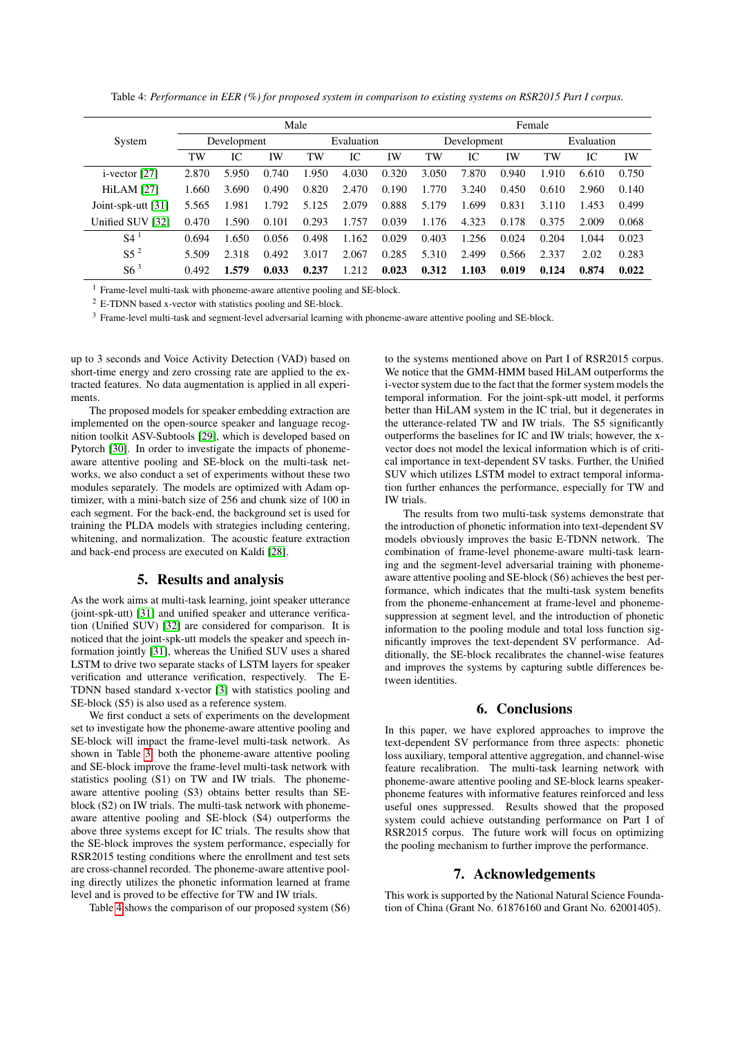Table 4: *Performance in EER (%) for proposed system in comparison to existing systems on RSR2015 Part I corpus.*

| System | Male | | | | | | Female | | | | | |
|---|---|---|---|---|---|---|---|---|---|---|---|---|
| | Development | | | Evaluation | | | Development | | | Evaluation | | |
| | TW | IC | IW | TW | IC | IW | TW | IC | IW | TW | IC | IW |
| i-vector [27] | 2.870 | 5.950 | 0.740 | 1.950 | 4.030 | 0.320 | 3.050 | 7.870 | 0.940 | 1.910 | 6.610 | 0.750 |
| HiLAM [27] | 1.660 | 3.690 | 0.490 | 0.820 | 2.470 | 0.190 | 1.770 | 3.240 | 0.450 | 0.610 | 2.960 | 0.140 |
| Joint-spk-utt [31] | 5.565 | 1.981 | 1.792 | 5.125 | 2.079 | 0.888 | 5.179 | 1.699 | 0.831 | 3.110 | 1.453 | 0.499 |
| Unified SUV [32] | 0.470 | 1.590 | 0.101 | 0.293 | 1.757 | 0.039 | 1.176 | 4.323 | 0.178 | 0.375 | 2.009 | 0.068 |
| S4 [1] | 0.694 | 1.650 | 0.056 | 0.498 | 1.162 | 0.029 | 0.403 | 1.256 | 0.024 | 0.204 | 1.044 | 0.023 |
| S5 [2] | 5.509 | 2.318 | 0.492 | 3.017 | 2.067 | 0.285 | 5.310 | 2.499 | 0.566 | 2.337 | 2.02 | 0.283 |
| S6 [3] | 0.492 | **1.579** | **0.033** | **0.237** | 1.212 | **0.023** | **0.312** | **1.103** | **0.019** | **0.124** | **0.874** | **0.022** |

[1] Frame-level multi-task with phoneme-aware attentive pooling and SE-block.
[2] E-TDNN based x-vector with statistics pooling and SE-block.
[3] Frame-level multi-task and segment-level adversarial learning with phoneme-aware attentive pooling and SE-block.

up to 3 seconds and Voice Activity Detection (VAD) based on short-time energy and zero crossing rate are applied to the extracted features. No data augmentation is applied in all experiments.

The proposed models for speaker embedding extraction are implemented on the open-source speaker and language recognition toolkit ASV-Subtools [29], which is developed based on Pytorch [30]. In order to investigate the impacts of phoneme-aware attentive pooling and SE-block on the multi-task networks, we also conduct a set of experiments without these two modules separately. The models are optimized with Adam optimizer, with a mini-batch size of 256 and chunk size of 100 in each segment. For the back-end, the background set is used for training the PLDA models with strategies including centering, whitening, and normalization. The acoustic feature extraction and back-end process are executed on Kaldi [28].

## 5. Results and analysis

As the work aims at multi-task learning, joint speaker utterance (joint-spk-utt) [31] and unified speaker and utterance verification (Unified SUV) [32] are considered for comparison. It is noticed that the joint-spk-utt models the speaker and speech information jointly [31], whereas the Unified SUV uses a shared LSTM to drive two separate stacks of LSTM layers for speaker verification and utterance verification, respectively. The E-TDNN based standard x-vector [3] with statistics pooling and SE-block (S5) is also used as a reference system.

We first conduct a sets of experiments on the development set to investigate how the phoneme-aware attentive pooling and SE-block will impact the frame-level multi-task network. As shown in Table 3, both the phoneme-aware attentive pooling and SE-block improve the frame-level multi-task network with statistics pooling (S1) on TW and IW trials. The phoneme-aware attentive pooling (S3) obtains better results than SE-block (S2) on IW trials. The multi-task network with phoneme-aware attentive pooling and SE-block (S4) outperforms the above three systems except for IC trials. The results show that the SE-block improves the system performance, especially for RSR2015 testing conditions where the enrollment and test sets are cross-channel recorded. The phoneme-aware attentive pooling directly utilizes the phonetic information learned at frame level and is proved to be effective for TW and IW trials.

Table 4 shows the comparison of our proposed system (S6) to the systems mentioned above on Part I of RSR2015 corpus. We notice that the GMM-HMM based HiLAM outperforms the i-vector system due to the fact that the former system models the temporal information. For the joint-spk-utt model, it performs better than HiLAM system in the IC trial, but it degenerates in the utterance-related TW and IW trials. The S5 significantly outperforms the baselines for IC and IW trials; however, the x-vector does not model the lexical information which is of critical importance in text-dependent SV tasks. Further, the Unified SUV which utilizes LSTM model to extract temporal information further enhances the performance, especially for TW and IW trials.

The results from two multi-task systems demonstrate that the introduction of phonetic information into text-dependent SV models obviously improves the basic E-TDNN network. The combination of frame-level phoneme-aware multi-task learning and the segment-level adversarial training with phoneme-aware attentive pooling and SE-block (S6) achieves the best performance, which indicates that the multi-task system benefits from the phoneme-enhancement at frame-level and phoneme-suppression at segment level, and the introduction of phonetic information to the pooling module and total loss function significantly improves the text-dependent SV performance. Additionally, the SE-block recalibrates the channel-wise features and improves the systems by capturing subtle differences between identities.

## 6. Conclusions

In this paper, we have explored approaches to improve the text-dependent SV performance from three aspects: phonetic loss auxiliary, temporal attentive aggregation, and channel-wise feature recalibration. The multi-task learning network with phoneme-aware attentive pooling and SE-block learns speaker-phoneme features with informative features reinforced and less useful ones suppressed. Results showed that the proposed system could achieve outstanding performance on Part I of RSR2015 corpus. The future work will focus on optimizing the pooling mechanism to further improve the performance.

## 7. Acknowledgements

This work is supported by the National Natural Science Foundation of China (Grant No. 61876160 and Grant No. 62001405).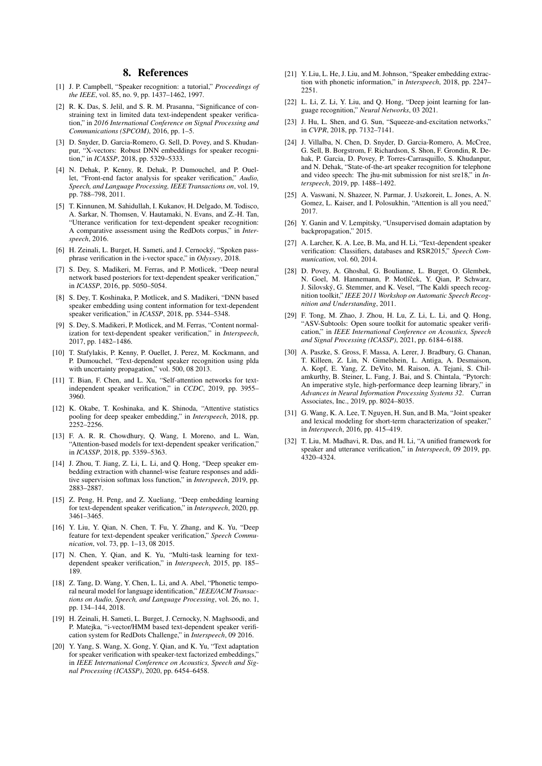## 8. References

[1] J. P. Campbell, "Speaker recognition: a tutorial," *Proceedings of the IEEE*, vol. 85, no. 9, pp. 1437–1462, 1997.

[2] R. K. Das, S. Jelil, and S. R. M. Prasanna, "Significance of constraining text in limited data text-independent speaker verification," in *2016 International Conference on Signal Processing and Communications (SPCOM)*, 2016, pp. 1–5.

[3] D. Snyder, D. Garcia-Romero, G. Sell, D. Povey, and S. Khudanpur, "X-vectors: Robust DNN embeddings for speaker recognition," in *ICASSP*, 2018, pp. 5329–5333.

[4] N. Dehak, P. Kenny, R. Dehak, P. Dumouchel, and P. Ouellet, "Front-end factor analysis for speaker verification," *Audio, Speech, and Language Processing, IEEE Transactions on*, vol. 19, pp. 788–798, 2011.

[5] T. Kinnunen, M. Sahidullah, I. Kukanov, H. Delgado, M. Todisco, A. Sarkar, N. Thomsen, V. Hautamaki, N. Evans, and Z.-H. Tan, "Utterance verification for text-dependent speaker recognition: A comparative assessment using the RedDots corpus," in *Interspeech*, 2016.

[6] H. Zeinali, L. Burget, H. Sameti, and J. Cernocký, "Spoken passphrase verification in the i-vector space," in *Odyssey*, 2018.

[7] S. Dey, S. Madikeri, M. Ferras, and P. Motlicek, "Deep neural network based posteriors for text-dependent speaker verification," in *ICASSP*, 2016, pp. 5050–5054.

[8] S. Dey, T. Koshinaka, P. Motlicek, and S. Madikeri, "DNN based speaker embedding using content information for text-dependent speaker verification," in *ICASSP*, 2018, pp. 5344–5348.

[9] S. Dey, S. Madikeri, P. Motlicek, and M. Ferras, "Content normalization for text-dependent speaker verification," in *Interspeech*, 2017, pp. 1482–1486.

[10] T. Stafylakis, P. Kenny, P. Ouellet, J. Perez, M. Kockmann, and P. Dumouchel, "Text-dependent speaker recognition using plda with uncertainty propagation," vol. 500, 08 2013.

[11] T. Bian, F. Chen, and L. Xu, "Self-attention networks for text-independent speaker verification," in *CCDC*, 2019, pp. 3955–3960.

[12] K. Okabe, T. Koshinaka, and K. Shinoda, "Attentive statistics pooling for deep speaker embedding," in *Interspeech*, 2018, pp. 2252–2256.

[13] F. A. R. R. Chowdhury, Q. Wang, I. Moreno, and L. Wan, "Attention-based models for text-dependent speaker verification," in *ICASSP*, 2018, pp. 5359–5363.

[14] J. Zhou, T. Jiang, Z. Li, L. Li, and Q. Hong, "Deep speaker embedding extraction with channel-wise feature responses and additive supervision softmax loss function," in *Interspeech*, 2019, pp. 2883–2887.

[15] Z. Peng, H. Peng, and Z. Xueliang, "Deep embedding learning for text-dependent speaker verification," in *Interspeech*, 2020, pp. 3461–3465.

[16] Y. Liu, Y. Qian, N. Chen, T. Fu, Y. Zhang, and K. Yu, "Deep feature for text-dependent speaker verification," *Speech Communication*, vol. 73, pp. 1–13, 08 2015.

[17] N. Chen, Y. Qian, and K. Yu, "Multi-task learning for text-dependent speaker verification," in *Interspeech*, 2015, pp. 185–189.

[18] Z. Tang, D. Wang, Y. Chen, L. Li, and A. Abel, "Phonetic temporal neural model for language identification," *IEEE/ACM Transactions on Audio, Speech, and Language Processing*, vol. 26, no. 1, pp. 134–144, 2018.

[19] H. Zeinali, H. Sameti, L. Burget, J. Cernocky, N. Maghsoodi, and P. Matejka, "i-vector/HMM based text-dependent speaker verification system for RedDots Challenge," in *Interspeech*, 09 2016.

[20] Y. Yang, S. Wang, X. Gong, Y. Qian, and K. Yu, "Text adaptation for speaker verification with speaker-text factorized embeddings," in *IEEE International Conference on Acoustics, Speech and Signal Processing (ICASSP)*, 2020, pp. 6454–6458.

[21] Y. Liu, L. He, J. Liu, and M. Johnson, "Speaker embedding extraction with phonetic information," in *Interspeech*, 2018, pp. 2247–2251.

[22] L. Li, Z. Li, Y. Liu, and Q. Hong, "Deep joint learning for language recognition," *Neural Networks*, 03 2021.

[23] J. Hu, L. Shen, and G. Sun, "Squeeze-and-excitation networks," in *CVPR*, 2018, pp. 7132–7141.

[24] J. Villalba, N. Chen, D. Snyder, D. Garcia-Romero, A. McCree, G. Sell, B. Borgstrom, F. Richardson, S. Shon, F. Grondin, R. Dehak, P. Garcia, D. Povey, P. Torres-Carrasquillo, S. Khudanpur, and N. Dehak, "State-of-the-art speaker recognition for telephone and video speech: The jhu-mit submission for nist sre18," in *Interspeech*, 2019, pp. 1488–1492.

[25] A. Vaswani, N. Shazeer, N. Parmar, J. Uszkoreit, L. Jones, A. N. Gomez, L. Kaiser, and I. Polosukhin, "Attention is all you need," 2017.

[26] Y. Ganin and V. Lempitsky, "Unsupervised domain adaptation by backpropagation," 2015.

[27] A. Larcher, K. A. Lee, B. Ma, and H. Li, "Text-dependent speaker verification: Classifiers, databases and RSR2015," *Speech Communication*, vol. 60, 2014.

[28] D. Povey, A. Ghoshal, G. Boulianne, L. Burget, O. Glembek, N. Goel, M. Hannemann, P. Motlíček, Y. Qian, P. Schwarz, J. Silovský, G. Stemmer, and K. Vesel, "The Kaldi speech recognition toolkit," *IEEE 2011 Workshop on Automatic Speech Recognition and Understanding*, 2011.

[29] F. Tong, M. Zhao, J. Zhou, H. Lu, Z. Li, L. Li, and Q. Hong, "ASV-Subtools: Open soure toolkit for automatic speaker verification," in *IEEE International Conference on Acoustics, Speech and Signal Processing (ICASSP)*, 2021, pp. 6184–6188.

[30] A. Paszke, S. Gross, F. Massa, A. Lerer, J. Bradbury, G. Chanan, T. Killeen, Z. Lin, N. Gimelshein, L. Antiga, A. Desmaison, A. Kopf, E. Yang, Z. DeVito, M. Raison, A. Tejani, S. Chilamkurthy, B. Steiner, L. Fang, J. Bai, and S. Chintala, "Pytorch: An imperative style, high-performance deep learning library," in *Advances in Neural Information Processing Systems 32*. Curran Associates, Inc., 2019, pp. 8024–8035.

[31] G. Wang, K. A. Lee, T. Nguyen, H. Sun, and B. Ma, "Joint speaker and lexical modeling for short-term characterization of speaker," in *Interspeech*, 2016, pp. 415–419.

[32] T. Liu, M. Madhavi, R. Das, and H. Li, "A unified framework for speaker and utterance verification," in *Interspeech*, 09 2019, pp. 4320–4324.